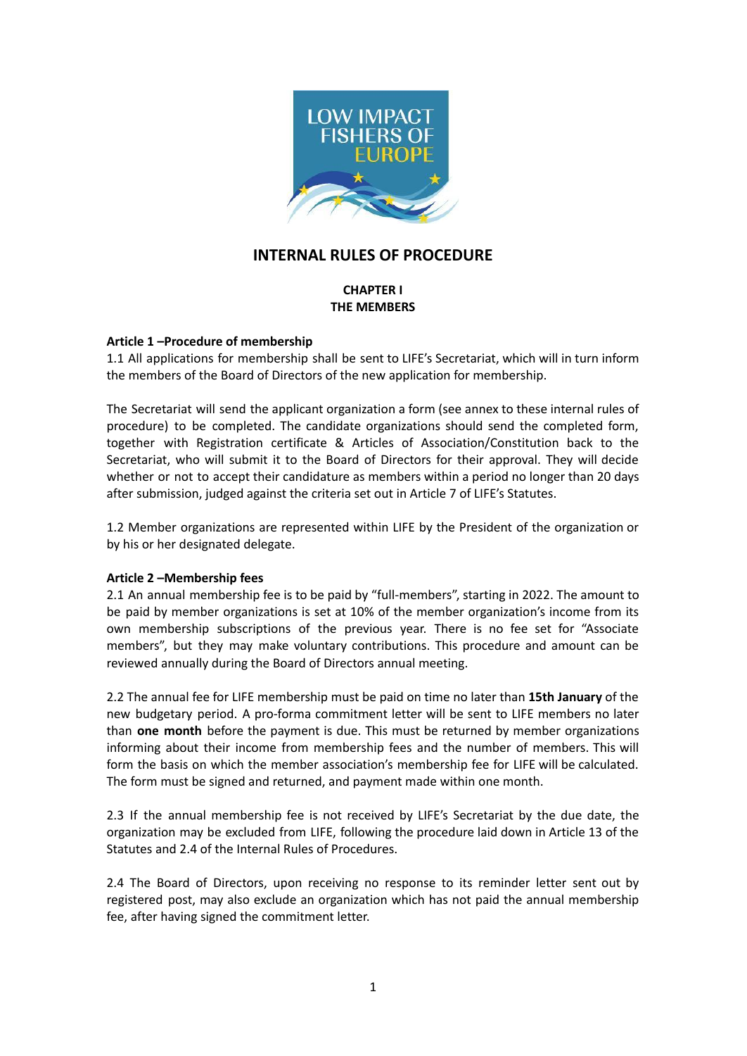# INTERNAL RULES OF PROCEDURE

## CHAPTER I
## THE MEMBERS

### Article 1 –Procedure of membership

1.1 All applications for membership shall be sent to LIFE's Secretariat, which will in turn inform the members of the Board of Directors of the new application for membership.

The Secretariat will send the applicant organization a form (see annex to these internal rules of procedure) to be completed. The candidate organizations should send the completed form, together with Registration certificate & Articles of Association/Constitution back to the Secretariat, who will submit it to the Board of Directors for their approval. They will decide whether or not to accept their candidature as members within a period no longer than 20 days after submission, judged against the criteria set out in Article 7 of LIFE's Statutes.

1.2 Member organizations are represented within LIFE by the President of the organization or by his or her designated delegate.

### Article 2 –Membership fees

2.1 An annual membership fee is to be paid by "full-members", starting in 2022. The amount to be paid by member organizations is set at 10% of the member organization's income from its own membership subscriptions of the previous year. There is no fee set for "Associate members", but they may make voluntary contributions. This procedure and amount can be reviewed annually during the Board of Directors annual meeting.

2.2 The annual fee for LIFE membership must be paid on time no later than **15th January** of the new budgetary period. A pro-forma commitment letter will be sent to LIFE members no later than **one month** before the payment is due. This must be returned by member organizations informing about their income from membership fees and the number of members. This will form the basis on which the member association's membership fee for LIFE will be calculated. The form must be signed and returned, and payment made within one month.

2.3 If the annual membership fee is not received by LIFE's Secretariat by the due date, the organization may be excluded from LIFE, following the procedure laid down in Article 13 of the Statutes and 2.4 of the Internal Rules of Procedures.

2.4 The Board of Directors, upon receiving no response to its reminder letter sent out by registered post, may also exclude an organization which has not paid the annual membership fee, after having signed the commitment letter.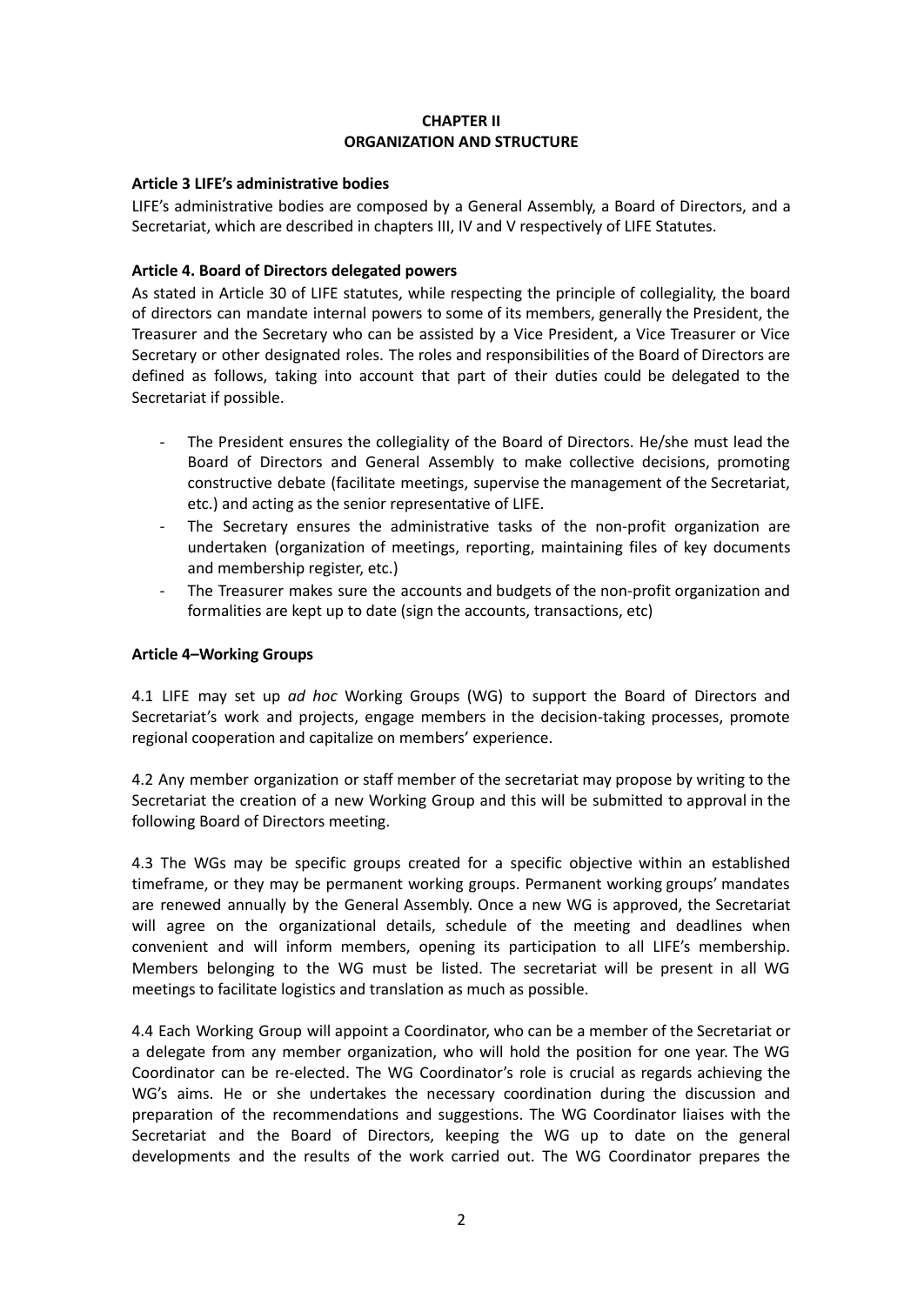## CHAPTER II
## ORGANIZATION AND STRUCTURE

**Article 3 LIFE's administrative bodies**

LIFE's administrative bodies are composed by a General Assembly, a Board of Directors, and a Secretariat, which are described in chapters III, IV and V respectively of LIFE Statutes.

**Article 4. Board of Directors delegated powers**

As stated in Article 30 of LIFE statutes, while respecting the principle of collegiality, the board of directors can mandate internal powers to some of its members, generally the President, the Treasurer and the Secretary who can be assisted by a Vice President, a Vice Treasurer or Vice Secretary or other designated roles. The roles and responsibilities of the Board of Directors are defined as follows, taking into account that part of their duties could be delegated to the Secretariat if possible.

- The President ensures the collegiality of the Board of Directors. He/she must lead the Board of Directors and General Assembly to make collective decisions, promoting constructive debate (facilitate meetings, supervise the management of the Secretariat, etc.) and acting as the senior representative of LIFE.
- The Secretary ensures the administrative tasks of the non-profit organization are undertaken (organization of meetings, reporting, maintaining files of key documents and membership register, etc.)
- The Treasurer makes sure the accounts and budgets of the non-profit organization and formalities are kept up to date (sign the accounts, transactions, etc)

**Article 4–Working Groups**

4.1 LIFE may set up *ad hoc* Working Groups (WG) to support the Board of Directors and Secretariat's work and projects, engage members in the decision-taking processes, promote regional cooperation and capitalize on members' experience.

4.2 Any member organization or staff member of the secretariat may propose by writing to the Secretariat the creation of a new Working Group and this will be submitted to approval in the following Board of Directors meeting.

4.3 The WGs may be specific groups created for a specific objective within an established timeframe, or they may be permanent working groups. Permanent working groups' mandates are renewed annually by the General Assembly. Once a new WG is approved, the Secretariat will agree on the organizational details, schedule of the meeting and deadlines when convenient and will inform members, opening its participation to all LIFE's membership. Members belonging to the WG must be listed. The secretariat will be present in all WG meetings to facilitate logistics and translation as much as possible.

4.4 Each Working Group will appoint a Coordinator, who can be a member of the Secretariat or a delegate from any member organization, who will hold the position for one year. The WG Coordinator can be re-elected. The WG Coordinator's role is crucial as regards achieving the WG's aims. He or she undertakes the necessary coordination during the discussion and preparation of the recommendations and suggestions. The WG Coordinator liaises with the Secretariat and the Board of Directors, keeping the WG up to date on the general developments and the results of the work carried out. The WG Coordinator prepares the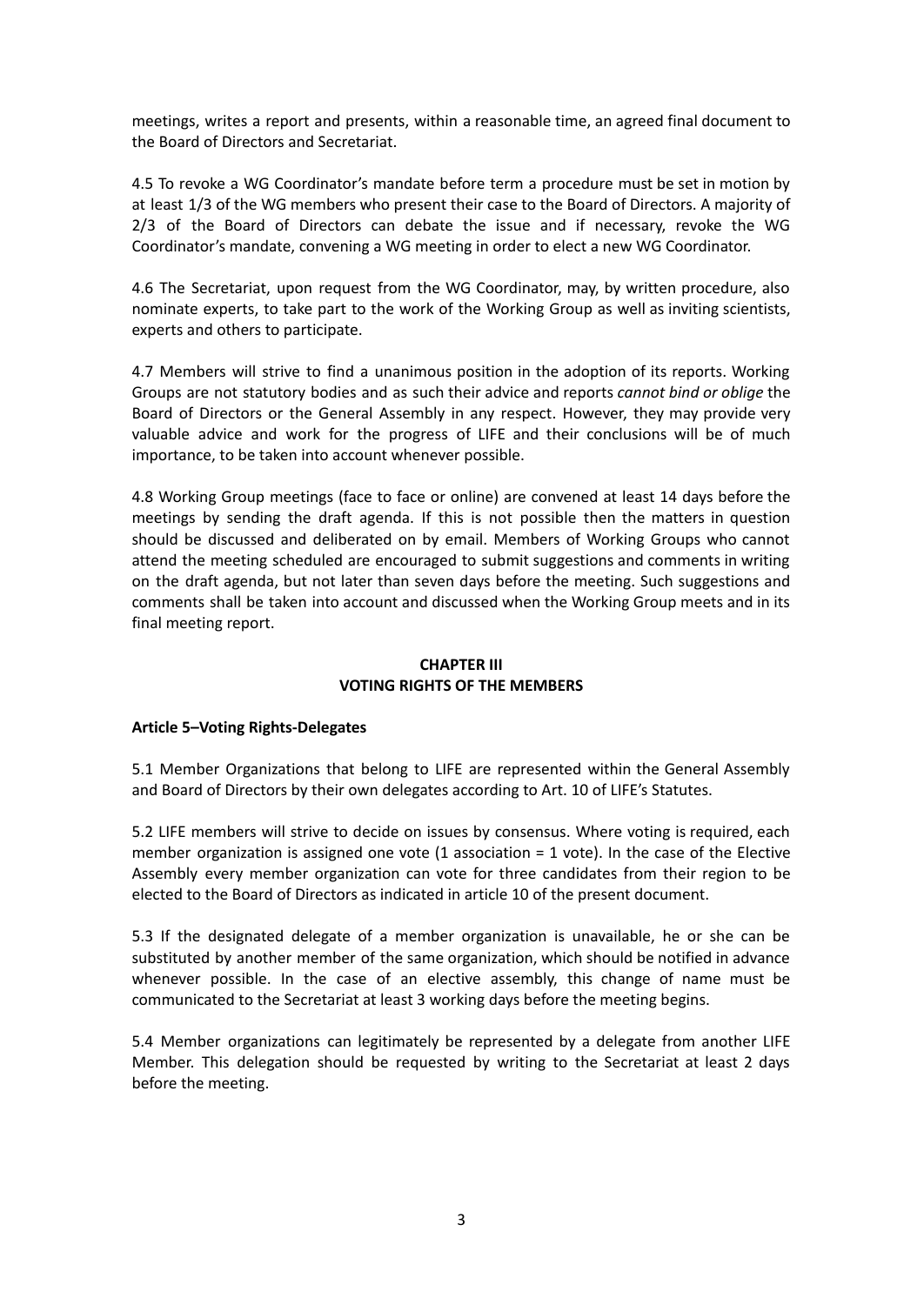meetings, writes a report and presents, within a reasonable time, an agreed final document to the Board of Directors and Secretariat.

4.5 To revoke a WG Coordinator's mandate before term a procedure must be set in motion by at least 1/3 of the WG members who present their case to the Board of Directors. A majority of 2/3 of the Board of Directors can debate the issue and if necessary, revoke the WG Coordinator's mandate, convening a WG meeting in order to elect a new WG Coordinator.

4.6 The Secretariat, upon request from the WG Coordinator, may, by written procedure, also nominate experts, to take part to the work of the Working Group as well as inviting scientists, experts and others to participate.

4.7 Members will strive to find a unanimous position in the adoption of its reports. Working Groups are not statutory bodies and as such their advice and reports *cannot bind or oblige* the Board of Directors or the General Assembly in any respect. However, they may provide very valuable advice and work for the progress of LIFE and their conclusions will be of much importance, to be taken into account whenever possible.

4.8 Working Group meetings (face to face or online) are convened at least 14 days before the meetings by sending the draft agenda. If this is not possible then the matters in question should be discussed and deliberated on by email. Members of Working Groups who cannot attend the meeting scheduled are encouraged to submit suggestions and comments in writing on the draft agenda, but not later than seven days before the meeting. Such suggestions and comments shall be taken into account and discussed when the Working Group meets and in its final meeting report.

## CHAPTER III
## VOTING RIGHTS OF THE MEMBERS

**Article 5–Voting Rights-Delegates**

5.1 Member Organizations that belong to LIFE are represented within the General Assembly and Board of Directors by their own delegates according to Art. 10 of LIFE's Statutes.

5.2 LIFE members will strive to decide on issues by consensus. Where voting is required, each member organization is assigned one vote (1 association = 1 vote). In the case of the Elective Assembly every member organization can vote for three candidates from their region to be elected to the Board of Directors as indicated in article 10 of the present document.

5.3 If the designated delegate of a member organization is unavailable, he or she can be substituted by another member of the same organization, which should be notified in advance whenever possible. In the case of an elective assembly, this change of name must be communicated to the Secretariat at least 3 working days before the meeting begins.

5.4 Member organizations can legitimately be represented by a delegate from another LIFE Member. This delegation should be requested by writing to the Secretariat at least 2 days before the meeting.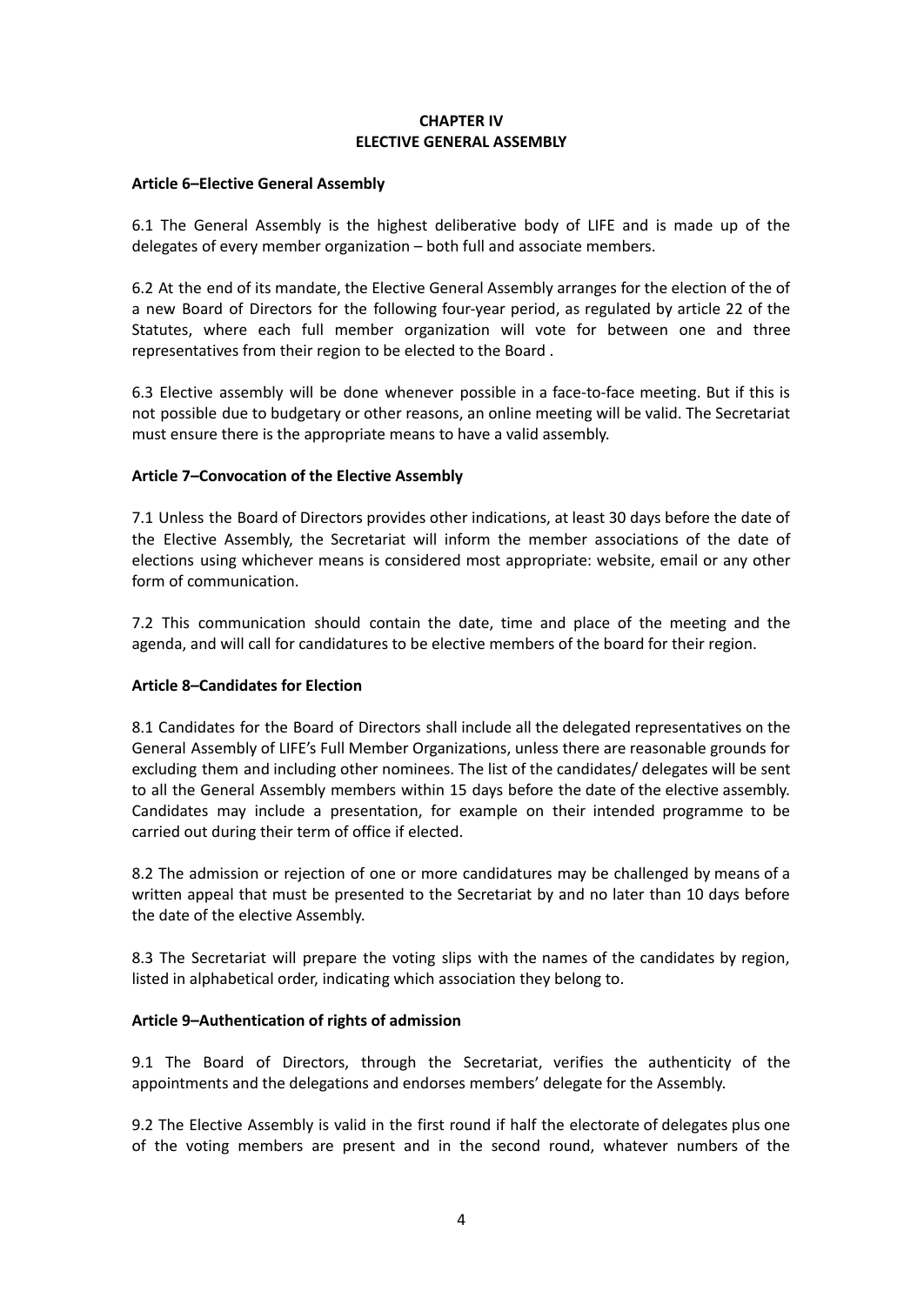## CHAPTER IV
## ELECTIVE GENERAL ASSEMBLY

### Article 6–Elective General Assembly

6.1 The General Assembly is the highest deliberative body of LIFE and is made up of the delegates of every member organization – both full and associate members.

6.2 At the end of its mandate, the Elective General Assembly arranges for the election of the of a new Board of Directors for the following four-year period, as regulated by article 22 of the Statutes, where each full member organization will vote for between one and three representatives from their region to be elected to the Board .

6.3 Elective assembly will be done whenever possible in a face-to-face meeting. But if this is not possible due to budgetary or other reasons, an online meeting will be valid. The Secretariat must ensure there is the appropriate means to have a valid assembly.

### Article 7–Convocation of the Elective Assembly

7.1 Unless the Board of Directors provides other indications, at least 30 days before the date of the Elective Assembly, the Secretariat will inform the member associations of the date of elections using whichever means is considered most appropriate: website, email or any other form of communication.

7.2 This communication should contain the date, time and place of the meeting and the agenda, and will call for candidatures to be elective members of the board for their region.

### Article 8–Candidates for Election

8.1 Candidates for the Board of Directors shall include all the delegated representatives on the General Assembly of LIFE's Full Member Organizations, unless there are reasonable grounds for excluding them and including other nominees. The list of the candidates/ delegates will be sent to all the General Assembly members within 15 days before the date of the elective assembly. Candidates may include a presentation, for example on their intended programme to be carried out during their term of office if elected.

8.2 The admission or rejection of one or more candidatures may be challenged by means of a written appeal that must be presented to the Secretariat by and no later than 10 days before the date of the elective Assembly.

8.3 The Secretariat will prepare the voting slips with the names of the candidates by region, listed in alphabetical order, indicating which association they belong to.

### Article 9–Authentication of rights of admission

9.1 The Board of Directors, through the Secretariat, verifies the authenticity of the appointments and the delegations and endorses members' delegate for the Assembly.

9.2 The Elective Assembly is valid in the first round if half the electorate of delegates plus one of the voting members are present and in the second round, whatever numbers of the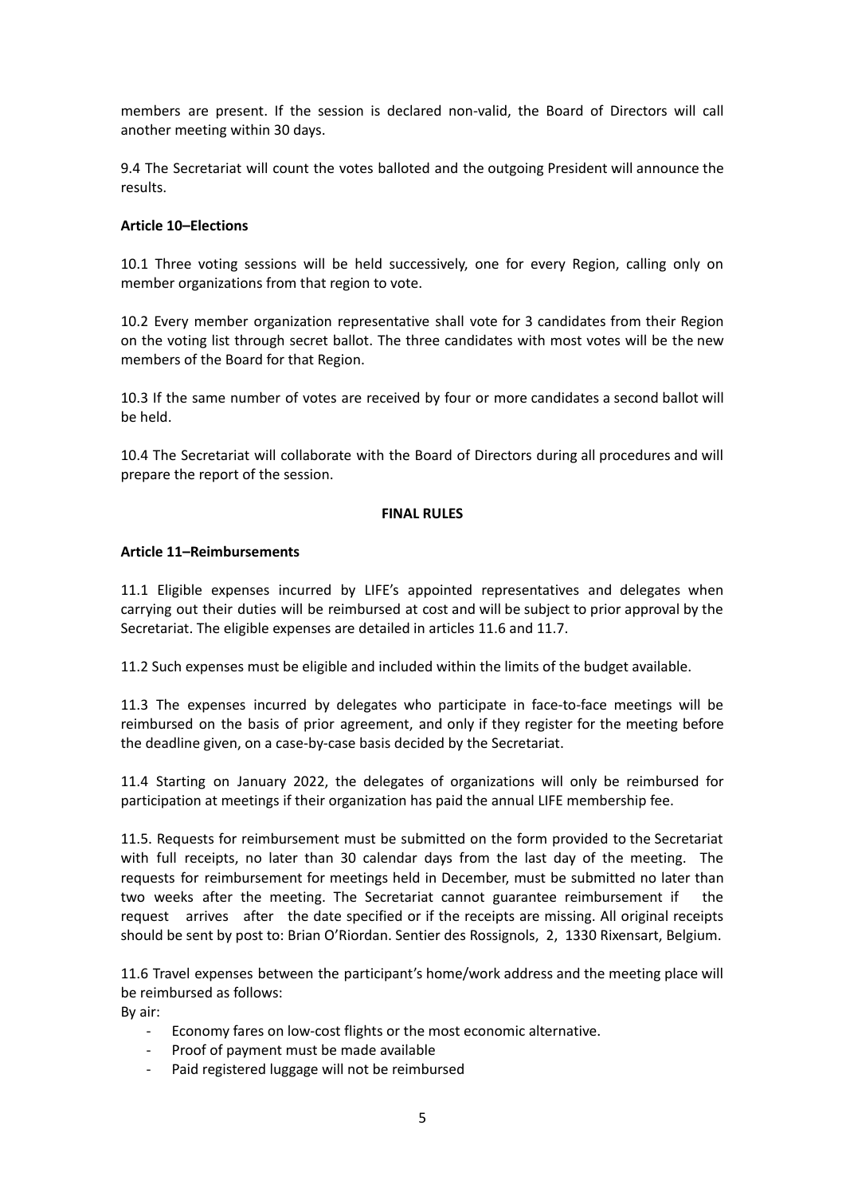members are present. If the session is declared non-valid, the Board of Directors will call another meeting within 30 days.

9.4 The Secretariat will count the votes balloted and the outgoing President will announce the results.

**Article 10–Elections**

10.1 Three voting sessions will be held successively, one for every Region, calling only on member organizations from that region to vote.

10.2 Every member organization representative shall vote for 3 candidates from their Region on the voting list through secret ballot. The three candidates with most votes will be the new members of the Board for that Region.

10.3 If the same number of votes are received by four or more candidates a second ballot will be held.

10.4 The Secretariat will collaborate with the Board of Directors during all procedures and will prepare the report of the session.

**FINAL RULES**

**Article 11–Reimbursements**

11.1 Eligible expenses incurred by LIFE's appointed representatives and delegates when carrying out their duties will be reimbursed at cost and will be subject to prior approval by the Secretariat. The eligible expenses are detailed in articles 11.6 and 11.7.

11.2 Such expenses must be eligible and included within the limits of the budget available.

11.3 The expenses incurred by delegates who participate in face-to-face meetings will be reimbursed on the basis of prior agreement, and only if they register for the meeting before the deadline given, on a case-by-case basis decided by the Secretariat.

11.4 Starting on January 2022, the delegates of organizations will only be reimbursed for participation at meetings if their organization has paid the annual LIFE membership fee.

11.5. Requests for reimbursement must be submitted on the form provided to the Secretariat with full receipts, no later than 30 calendar days from the last day of the meeting. The requests for reimbursement for meetings held in December, must be submitted no later than two weeks after the meeting. The Secretariat cannot guarantee reimbursement if the request arrives after the date specified or if the receipts are missing. All original receipts should be sent by post to: Brian O'Riordan. Sentier des Rossignols, 2, 1330 Rixensart, Belgium.

11.6 Travel expenses between the participant's home/work address and the meeting place will be reimbursed as follows:

By air:

- Economy fares on low-cost flights or the most economic alternative.
- Proof of payment must be made available
- Paid registered luggage will not be reimbursed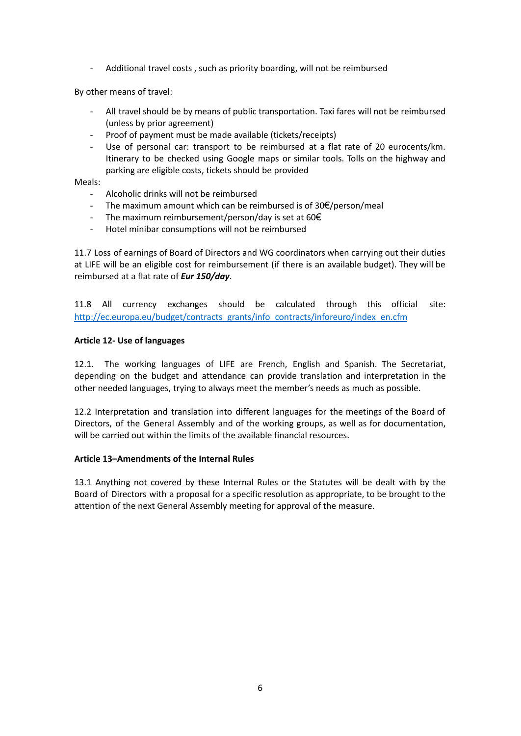- Additional travel costs , such as priority boarding, will not be reimbursed

By other means of travel:

- All travel should be by means of public transportation. Taxi fares will not be reimbursed (unless by prior agreement)
- Proof of payment must be made available (tickets/receipts)
- Use of personal car: transport to be reimbursed at a flat rate of 20 eurocents/km. Itinerary to be checked using Google maps or similar tools. Tolls on the highway and parking are eligible costs, tickets should be provided

Meals:

- Alcoholic drinks will not be reimbursed
- The maximum amount which can be reimbursed is of 30€/person/meal
- The maximum reimbursement/person/day is set at 60€
- Hotel minibar consumptions will not be reimbursed

11.7 Loss of earnings of Board of Directors and WG coordinators when carrying out their duties at LIFE will be an eligible cost for reimbursement (if there is an available budget). They will be reimbursed at a flat rate of ***Eur 150/day***.

11.8 All currency exchanges should be calculated through this official site: [http://ec.europa.eu/budget/contracts_grants/info_contracts/inforeuro/index_en.cfm](http://ec.europa.eu/budget/contracts_grants/info_contracts/inforeuro/index_en.cfm)

**Article 12- Use of languages**

12.1. The working languages of LIFE are French, English and Spanish. The Secretariat, depending on the budget and attendance can provide translation and interpretation in the other needed languages, trying to always meet the member's needs as much as possible.

12.2 Interpretation and translation into different languages for the meetings of the Board of Directors, of the General Assembly and of the working groups, as well as for documentation, will be carried out within the limits of the available financial resources.

**Article 13–Amendments of the Internal Rules**

13.1 Anything not covered by these Internal Rules or the Statutes will be dealt with by the Board of Directors with a proposal for a specific resolution as appropriate, to be brought to the attention of the next General Assembly meeting for approval of the measure.